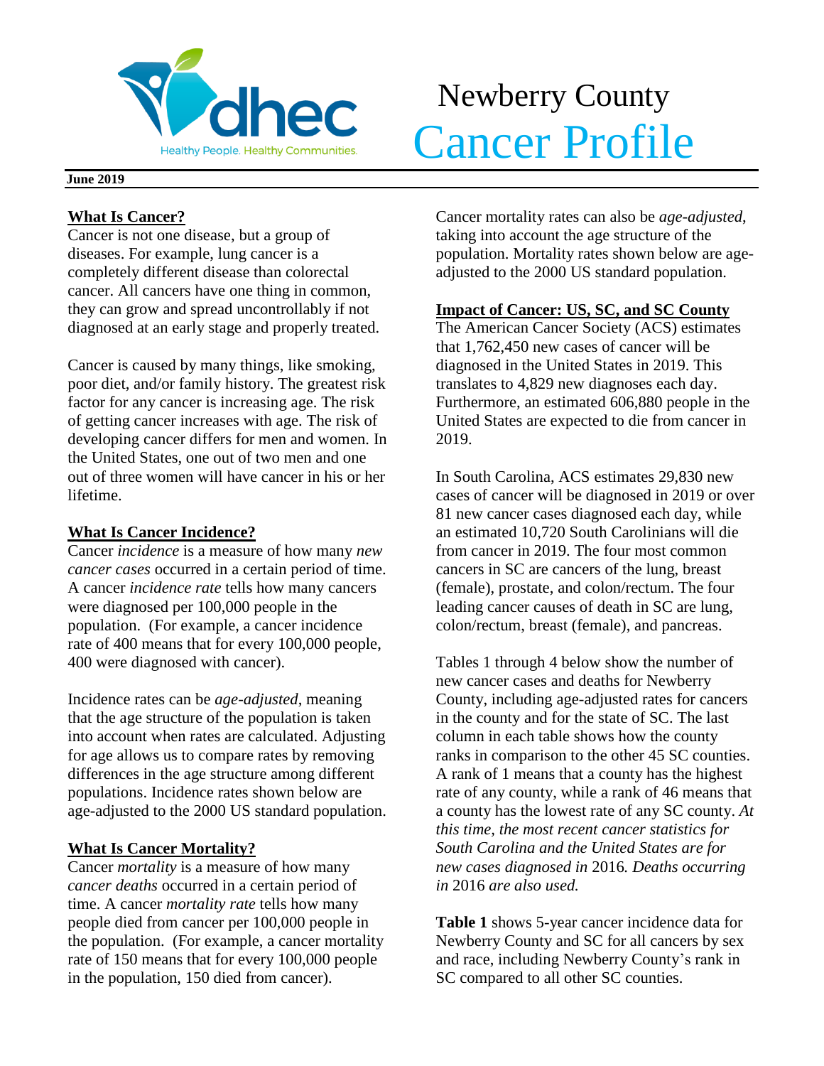dhec

Healthy People. Healthy Communities.

# Newberry County Cancer Profile

**June 2019**

## What Is Cancer?

Cancer is not one disease, but a group of diseases. For example, lung cancer is a completely different disease than colorectal cancer. All cancers have one thing in common, they can grow and spread uncontrollably if not diagnosed at an early stage and properly treated.

Cancer is caused by many things, like smoking, poor diet, and/or family history. The greatest risk factor for any cancer is increasing age. The risk of getting cancer increases with age. The risk of developing cancer differs for men and women. In the United States, one out of two men and one out of three women will have cancer in his or her lifetime.

## What Is Cancer Incidence?

Cancer *incidence* is a measure of how many *new cancer cases* occurred in a certain period of time. A cancer *incidence rate* tells how many cancers were diagnosed per 100,000 people in the population. (For example, a cancer incidence rate of 400 means that for every 100,000 people, 400 were diagnosed with cancer).

Incidence rates can be *age-adjusted*, meaning that the age structure of the population is taken into account when rates are calculated. Adjusting for age allows us to compare rates by removing differences in the age structure among different populations. Incidence rates shown below are age-adjusted to the 2000 US standard population.

## What Is Cancer Mortality?

Cancer *mortality* is a measure of how many *cancer deaths* occurred in a certain period of time. A cancer *mortality rate* tells how many people died from cancer per 100,000 people in the population. (For example, a cancer mortality rate of 150 means that for every 100,000 people in the population, 150 died from cancer).

Cancer mortality rates can also be *age-adjusted*, taking into account the age structure of the population. Mortality rates shown below are age-adjusted to the 2000 US standard population.

## Impact of Cancer: US, SC, and SC County

The American Cancer Society (ACS) estimates that 1,762,450 new cases of cancer will be diagnosed in the United States in 2019. This translates to 4,829 new diagnoses each day. Furthermore, an estimated 606,880 people in the United States are expected to die from cancer in 2019.

In South Carolina, ACS estimates 29,830 new cases of cancer will be diagnosed in 2019 or over 81 new cancer cases diagnosed each day, while an estimated 10,720 South Carolinians will die from cancer in 2019. The four most common cancers in SC are cancers of the lung, breast (female), prostate, and colon/rectum. The four leading cancer causes of death in SC are lung, colon/rectum, breast (female), and pancreas.

Tables 1 through 4 below show the number of new cancer cases and deaths for Newberry County, including age-adjusted rates for cancers in the county and for the state of SC. The last column in each table shows how the county ranks in comparison to the other 45 SC counties. A rank of 1 means that a county has the highest rate of any county, while a rank of 46 means that a county has the lowest rate of any SC county. *At this time, the most recent cancer statistics for South Carolina and the United States are for new cases diagnosed in* 2016*. Deaths occurring in* 2016 *are also used.*

**Table 1** shows 5-year cancer incidence data for Newberry County and SC for all cancers by sex and race, including Newberry County's rank in SC compared to all other SC counties.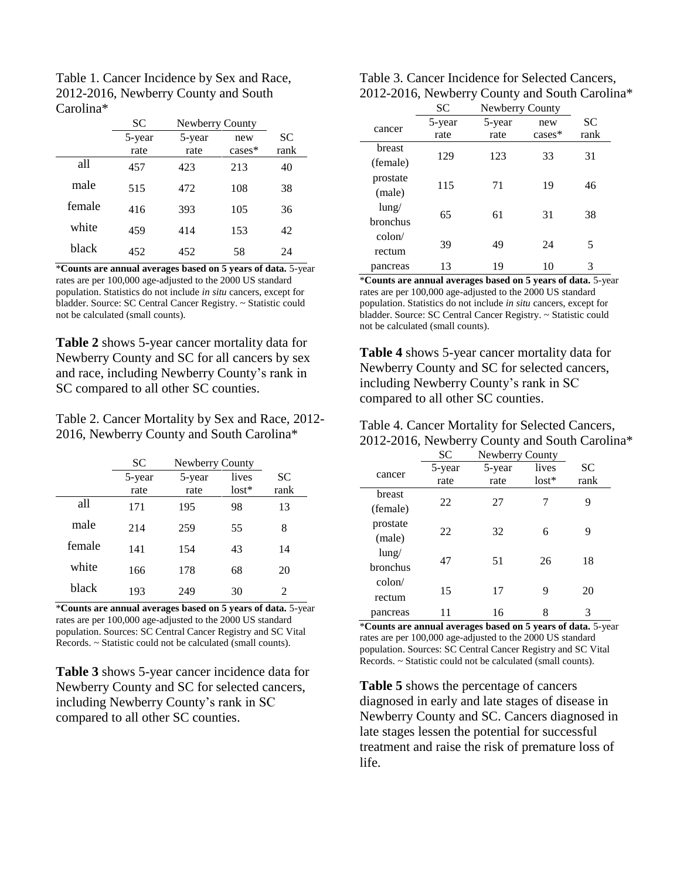Table 1. Cancer Incidence by Sex and Race, 2012-2016, Newberry County and South Carolina*

| | SC | Newberry County | | |
|---|---|---|---|---|
| | 5-year rate | 5-year rate | new cases* | SC rank |
| all | 457 | 423 | 213 | 40 |
| male | 515 | 472 | 108 | 38 |
| female | 416 | 393 | 105 | 36 |
| white | 459 | 414 | 153 | 42 |
| black | 452 | 452 | 58 | 24 |

***Counts are annual averages based on 5 years of data.** 5-year rates are per 100,000 age-adjusted to the 2000 US standard population. Statistics do not include *in situ* cancers, except for bladder. Source: SC Central Cancer Registry. ~ Statistic could not be calculated (small counts).

**Table 2** shows 5-year cancer mortality data for Newberry County and SC for all cancers by sex and race, including Newberry County's rank in SC compared to all other SC counties.

Table 2. Cancer Mortality by Sex and Race, 2012-2016, Newberry County and South Carolina*

| | SC | Newberry County | | |
|---|---|---|---|---|
| | 5-year rate | 5-year rate | lives lost* | SC rank |
| all | 171 | 195 | 98 | 13 |
| male | 214 | 259 | 55 | 8 |
| female | 141 | 154 | 43 | 14 |
| white | 166 | 178 | 68 | 20 |
| black | 193 | 249 | 30 | 2 |

***Counts are annual averages based on 5 years of data.** 5-year rates are per 100,000 age-adjusted to the 2000 US standard population. Sources: SC Central Cancer Registry and SC Vital Records. ~ Statistic could not be calculated (small counts).

**Table 3** shows 5-year cancer incidence data for Newberry County and SC for selected cancers, including Newberry County's rank in SC compared to all other SC counties.

Table 3. Cancer Incidence for Selected Cancers, 2012-2016, Newberry County and South Carolina*

| | SC | Newberry County | | |
|---|---|---|---|---|
| cancer | 5-year rate | 5-year rate | new cases* | SC rank |
| breast (female) | 129 | 123 | 33 | 31 |
| prostate (male) | 115 | 71 | 19 | 46 |
| lung/ bronchus | 65 | 61 | 31 | 38 |
| colon/ rectum | 39 | 49 | 24 | 5 |
| pancreas | 13 | 19 | 10 | 3 |

***Counts are annual averages based on 5 years of data.** 5-year rates are per 100,000 age-adjusted to the 2000 US standard population. Statistics do not include *in situ* cancers, except for bladder. Source: SC Central Cancer Registry. ~ Statistic could not be calculated (small counts).

**Table 4** shows 5-year cancer mortality data for Newberry County and SC for selected cancers, including Newberry County's rank in SC compared to all other SC counties.

Table 4. Cancer Mortality for Selected Cancers, 2012-2016, Newberry County and South Carolina*

| | SC | Newberry County | | |
|---|---|---|---|---|
| cancer | 5-year rate | 5-year rate | lives lost* | SC rank |
| breast (female) | 22 | 27 | 7 | 9 |
| prostate (male) | 22 | 32 | 6 | 9 |
| lung/ bronchus | 47 | 51 | 26 | 18 |
| colon/ rectum | 15 | 17 | 9 | 20 |
| pancreas | 11 | 16 | 8 | 3 |

***Counts are annual averages based on 5 years of data.** 5-year rates are per 100,000 age-adjusted to the 2000 US standard population. Sources: SC Central Cancer Registry and SC Vital Records. ~ Statistic could not be calculated (small counts).

**Table 5** shows the percentage of cancers diagnosed in early and late stages of disease in Newberry County and SC. Cancers diagnosed in late stages lessen the potential for successful treatment and raise the risk of premature loss of life.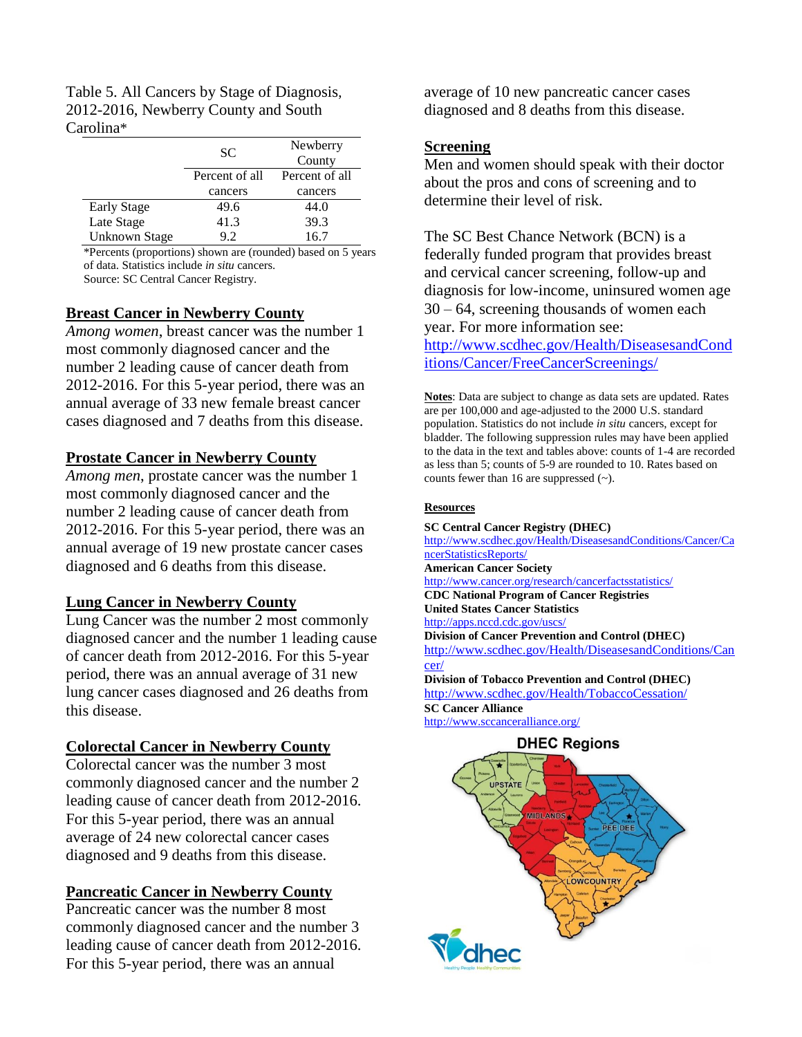Table 5. All Cancers by Stage of Diagnosis, 2012-2016, Newberry County and South Carolina*

| | SC | Newberry County |
|---|---|---|
| | Percent of all cancers | Percent of all cancers |
| Early Stage | 49.6 | 44.0 |
| Late Stage | 41.3 | 39.3 |
| Unknown Stage | 9.2 | 16.7 |

*Percents (proportions) shown are (rounded) based on 5 years of data. Statistics include *in situ* cancers.
Source: SC Central Cancer Registry.

## Breast Cancer in Newberry County

*Among women*, breast cancer was the number 1 most commonly diagnosed cancer and the number 2 leading cause of cancer death from 2012-2016. For this 5-year period, there was an annual average of 33 new female breast cancer cases diagnosed and 7 deaths from this disease.

## Prostate Cancer in Newberry County

*Among men*, prostate cancer was the number 1 most commonly diagnosed cancer and the number 2 leading cause of cancer death from 2012-2016. For this 5-year period, there was an annual average of 19 new prostate cancer cases diagnosed and 6 deaths from this disease.

## Lung Cancer in Newberry County

Lung Cancer was the number 2 most commonly diagnosed cancer and the number 1 leading cause of cancer death from 2012-2016. For this 5-year period, there was an annual average of 31 new lung cancer cases diagnosed and 26 deaths from this disease.

## Colorectal Cancer in Newberry County

Colorectal cancer was the number 3 most commonly diagnosed cancer and the number 2 leading cause of cancer death from 2012-2016. For this 5-year period, there was an annual average of 24 new colorectal cancer cases diagnosed and 9 deaths from this disease.

## Pancreatic Cancer in Newberry County

Pancreatic cancer was the number 8 most commonly diagnosed cancer and the number 3 leading cause of cancer death from 2012-2016. For this 5-year period, there was an annual average of 10 new pancreatic cancer cases diagnosed and 8 deaths from this disease.

## Screening

Men and women should speak with their doctor about the pros and cons of screening and to determine their level of risk.

The SC Best Chance Network (BCN) is a federally funded program that provides breast and cervical cancer screening, follow-up and diagnosis for low-income, uninsured women age 30 – 64, screening thousands of women each year. For more information see: http://www.scdhec.gov/Health/DiseasesandConditions/Cancer/FreeCancerScreenings/

**Notes**: Data are subject to change as data sets are updated. Rates are per 100,000 and age-adjusted to the 2000 U.S. standard population. Statistics do not include *in situ* cancers, except for bladder. The following suppression rules may have been applied to the data in the text and tables above: counts of 1-4 are recorded as less than 5; counts of 5-9 are rounded to 10. Rates based on counts fewer than 16 are suppressed (~).

**Resources**

**SC Central Cancer Registry (DHEC)**
http://www.scdhec.gov/Health/DiseasesandConditions/Cancer/CancerStatisticsReports/
**American Cancer Society**
http://www.cancer.org/research/cancerfactsstatistics/
**CDC National Program of Cancer Registries**
**United States Cancer Statistics**
http://apps.nccd.cdc.gov/uscs/
**Division of Cancer Prevention and Control (DHEC)**
http://www.scdhec.gov/Health/DiseasesandConditions/Cancer/
**Division of Tobacco Prevention and Control (DHEC)**
http://www.scdhec.gov/Health/TobaccoCessation/
**SC Cancer Alliance**
http://www.sccanceralliance.org/

DHEC Regions

UPSTATE
MIDLANDS
PEE DEE
LOWCOUNTRY

dhec
Healthy People. Healthy Communities.